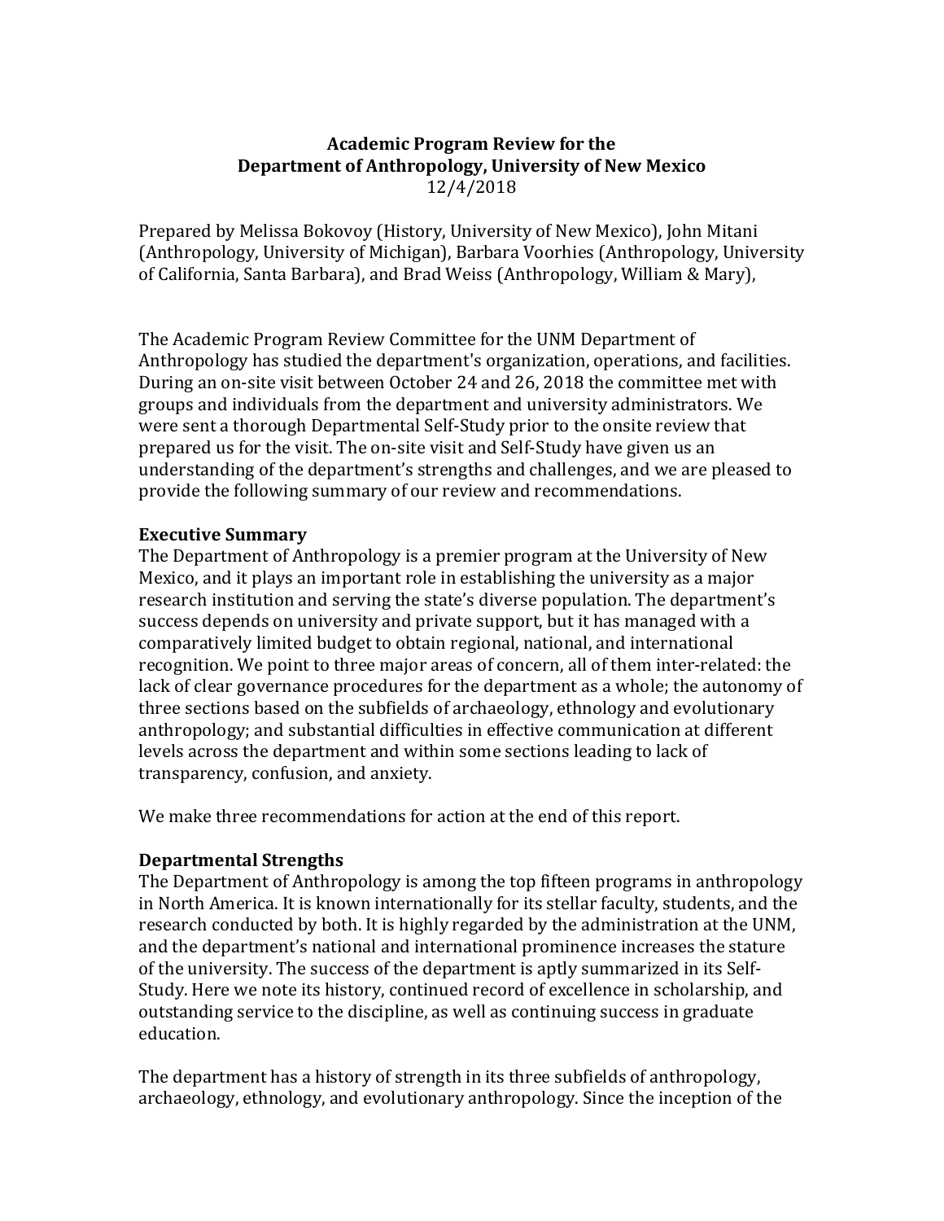**Academic Program Review for the**
**Department of Anthropology, University of New Mexico**
12/4/2018

Prepared by Melissa Bokovoy (History, University of New Mexico), John Mitani (Anthropology, University of Michigan), Barbara Voorhies (Anthropology, University of California, Santa Barbara), and Brad Weiss (Anthropology, William & Mary),

The Academic Program Review Committee for the UNM Department of Anthropology has studied the department's organization, operations, and facilities. During an on-site visit between October 24 and 26, 2018 the committee met with groups and individuals from the department and university administrators. We were sent a thorough Departmental Self-Study prior to the onsite review that prepared us for the visit. The on-site visit and Self-Study have given us an understanding of the department's strengths and challenges, and we are pleased to provide the following summary of our review and recommendations.

## Executive Summary

The Department of Anthropology is a premier program at the University of New Mexico, and it plays an important role in establishing the university as a major research institution and serving the state's diverse population. The department's success depends on university and private support, but it has managed with a comparatively limited budget to obtain regional, national, and international recognition. We point to three major areas of concern, all of them inter-related: the lack of clear governance procedures for the department as a whole; the autonomy of three sections based on the subfields of archaeology, ethnology and evolutionary anthropology; and substantial difficulties in effective communication at different levels across the department and within some sections leading to lack of transparency, confusion, and anxiety.

We make three recommendations for action at the end of this report.

## Departmental Strengths

The Department of Anthropology is among the top fifteen programs in anthropology in North America. It is known internationally for its stellar faculty, students, and the research conducted by both. It is highly regarded by the administration at the UNM, and the department's national and international prominence increases the stature of the university. The success of the department is aptly summarized in its Self-Study. Here we note its history, continued record of excellence in scholarship, and outstanding service to the discipline, as well as continuing success in graduate education.

The department has a history of strength in its three subfields of anthropology, archaeology, ethnology, and evolutionary anthropology. Since the inception of the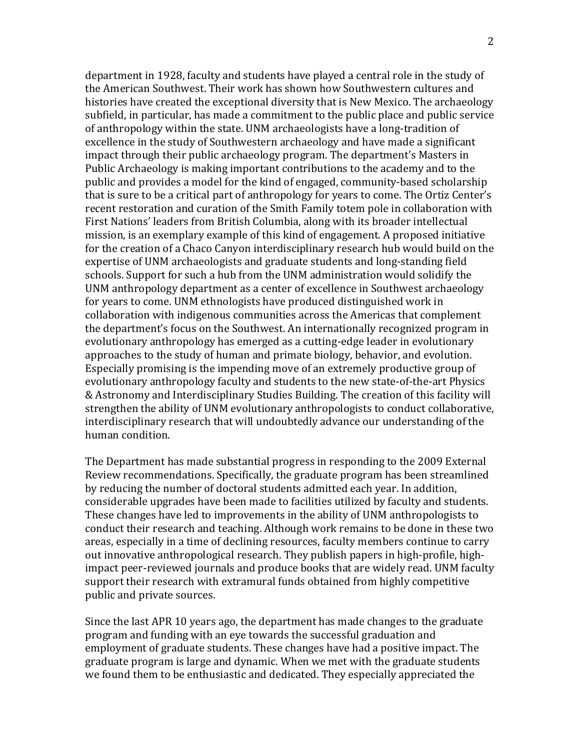department in 1928, faculty and students have played a central role in the study of the American Southwest. Their work has shown how Southwestern cultures and histories have created the exceptional diversity that is New Mexico. The archaeology subfield, in particular, has made a commitment to the public place and public service of anthropology within the state. UNM archaeologists have a long-tradition of excellence in the study of Southwestern archaeology and have made a significant impact through their public archaeology program. The department's Masters in Public Archaeology is making important contributions to the academy and to the public and provides a model for the kind of engaged, community-based scholarship that is sure to be a critical part of anthropology for years to come. The Ortiz Center's recent restoration and curation of the Smith Family totem pole in collaboration with First Nations' leaders from British Columbia, along with its broader intellectual mission, is an exemplary example of this kind of engagement. A proposed initiative for the creation of a Chaco Canyon interdisciplinary research hub would build on the expertise of UNM archaeologists and graduate students and long-standing field schools. Support for such a hub from the UNM administration would solidify the UNM anthropology department as a center of excellence in Southwest archaeology for years to come. UNM ethnologists have produced distinguished work in collaboration with indigenous communities across the Americas that complement the department's focus on the Southwest. An internationally recognized program in evolutionary anthropology has emerged as a cutting-edge leader in evolutionary approaches to the study of human and primate biology, behavior, and evolution. Especially promising is the impending move of an extremely productive group of evolutionary anthropology faculty and students to the new state-of-the-art Physics & Astronomy and Interdisciplinary Studies Building. The creation of this facility will strengthen the ability of UNM evolutionary anthropologists to conduct collaborative, interdisciplinary research that will undoubtedly advance our understanding of the human condition.

The Department has made substantial progress in responding to the 2009 External Review recommendations. Specifically, the graduate program has been streamlined by reducing the number of doctoral students admitted each year. In addition, considerable upgrades have been made to facilities utilized by faculty and students. These changes have led to improvements in the ability of UNM anthropologists to conduct their research and teaching. Although work remains to be done in these two areas, especially in a time of declining resources, faculty members continue to carry out innovative anthropological research. They publish papers in high-profile, high-impact peer-reviewed journals and produce books that are widely read. UNM faculty support their research with extramural funds obtained from highly competitive public and private sources.

Since the last APR 10 years ago, the department has made changes to the graduate program and funding with an eye towards the successful graduation and employment of graduate students. These changes have had a positive impact. The graduate program is large and dynamic. When we met with the graduate students we found them to be enthusiastic and dedicated. They especially appreciated the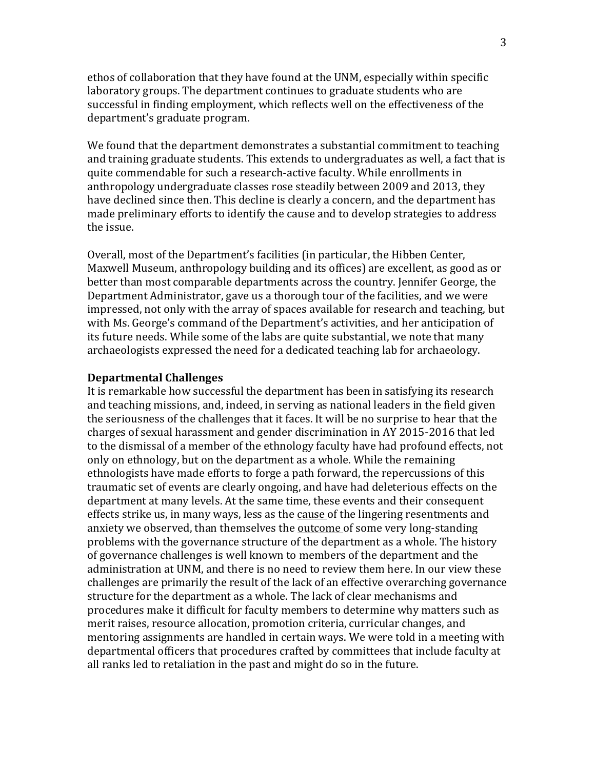ethos of collaboration that they have found at the UNM, especially within specific laboratory groups. The department continues to graduate students who are successful in finding employment, which reflects well on the effectiveness of the department's graduate program.

We found that the department demonstrates a substantial commitment to teaching and training graduate students. This extends to undergraduates as well, a fact that is quite commendable for such a research-active faculty. While enrollments in anthropology undergraduate classes rose steadily between 2009 and 2013, they have declined since then. This decline is clearly a concern, and the department has made preliminary efforts to identify the cause and to develop strategies to address the issue.

Overall, most of the Department's facilities (in particular, the Hibben Center, Maxwell Museum, anthropology building and its offices) are excellent, as good as or better than most comparable departments across the country. Jennifer George, the Department Administrator, gave us a thorough tour of the facilities, and we were impressed, not only with the array of spaces available for research and teaching, but with Ms. George's command of the Department's activities, and her anticipation of its future needs. While some of the labs are quite substantial, we note that many archaeologists expressed the need for a dedicated teaching lab for archaeology.

**Departmental Challenges**

It is remarkable how successful the department has been in satisfying its research and teaching missions, and, indeed, in serving as national leaders in the field given the seriousness of the challenges that it faces. It will be no surprise to hear that the charges of sexual harassment and gender discrimination in AY 2015-2016 that led to the dismissal of a member of the ethnology faculty have had profound effects, not only on ethnology, but on the department as a whole. While the remaining ethnologists have made efforts to forge a path forward, the repercussions of this traumatic set of events are clearly ongoing, and have had deleterious effects on the department at many levels. At the same time, these events and their consequent effects strike us, in many ways, less as the <u>cause</u> of the lingering resentments and anxiety we observed, than themselves the <u>outcome</u> of some very long-standing problems with the governance structure of the department as a whole. The history of governance challenges is well known to members of the department and the administration at UNM, and there is no need to review them here. In our view these challenges are primarily the result of the lack of an effective overarching governance structure for the department as a whole. The lack of clear mechanisms and procedures make it difficult for faculty members to determine why matters such as merit raises, resource allocation, promotion criteria, curricular changes, and mentoring assignments are handled in certain ways. We were told in a meeting with departmental officers that procedures crafted by committees that include faculty at all ranks led to retaliation in the past and might do so in the future.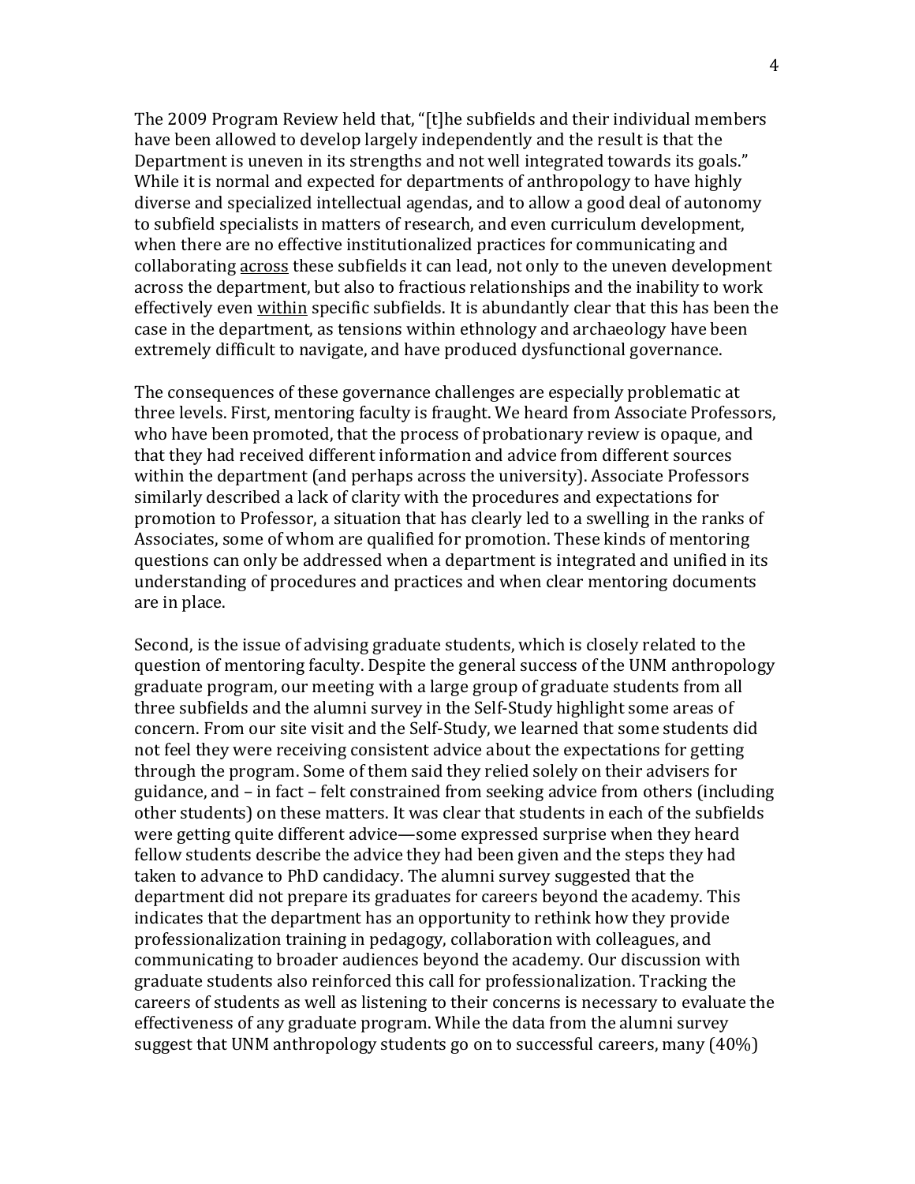The 2009 Program Review held that, "[t]he subfields and their individual members have been allowed to develop largely independently and the result is that the Department is uneven in its strengths and not well integrated towards its goals." While it is normal and expected for departments of anthropology to have highly diverse and specialized intellectual agendas, and to allow a good deal of autonomy to subfield specialists in matters of research, and even curriculum development, when there are no effective institutionalized practices for communicating and collaborating <u>across</u> these subfields it can lead, not only to the uneven development across the department, but also to fractious relationships and the inability to work effectively even <u>within</u> specific subfields. It is abundantly clear that this has been the case in the department, as tensions within ethnology and archaeology have been extremely difficult to navigate, and have produced dysfunctional governance.

The consequences of these governance challenges are especially problematic at three levels. First, mentoring faculty is fraught. We heard from Associate Professors, who have been promoted, that the process of probationary review is opaque, and that they had received different information and advice from different sources within the department (and perhaps across the university). Associate Professors similarly described a lack of clarity with the procedures and expectations for promotion to Professor, a situation that has clearly led to a swelling in the ranks of Associates, some of whom are qualified for promotion. These kinds of mentoring questions can only be addressed when a department is integrated and unified in its understanding of procedures and practices and when clear mentoring documents are in place.

Second, is the issue of advising graduate students, which is closely related to the question of mentoring faculty. Despite the general success of the UNM anthropology graduate program, our meeting with a large group of graduate students from all three subfields and the alumni survey in the Self-Study highlight some areas of concern. From our site visit and the Self-Study, we learned that some students did not feel they were receiving consistent advice about the expectations for getting through the program. Some of them said they relied solely on their advisers for guidance, and – in fact – felt constrained from seeking advice from others (including other students) on these matters. It was clear that students in each of the subfields were getting quite different advice—some expressed surprise when they heard fellow students describe the advice they had been given and the steps they had taken to advance to PhD candidacy. The alumni survey suggested that the department did not prepare its graduates for careers beyond the academy. This indicates that the department has an opportunity to rethink how they provide professionalization training in pedagogy, collaboration with colleagues, and communicating to broader audiences beyond the academy. Our discussion with graduate students also reinforced this call for professionalization. Tracking the careers of students as well as listening to their concerns is necessary to evaluate the effectiveness of any graduate program. While the data from the alumni survey suggest that UNM anthropology students go on to successful careers, many (40%)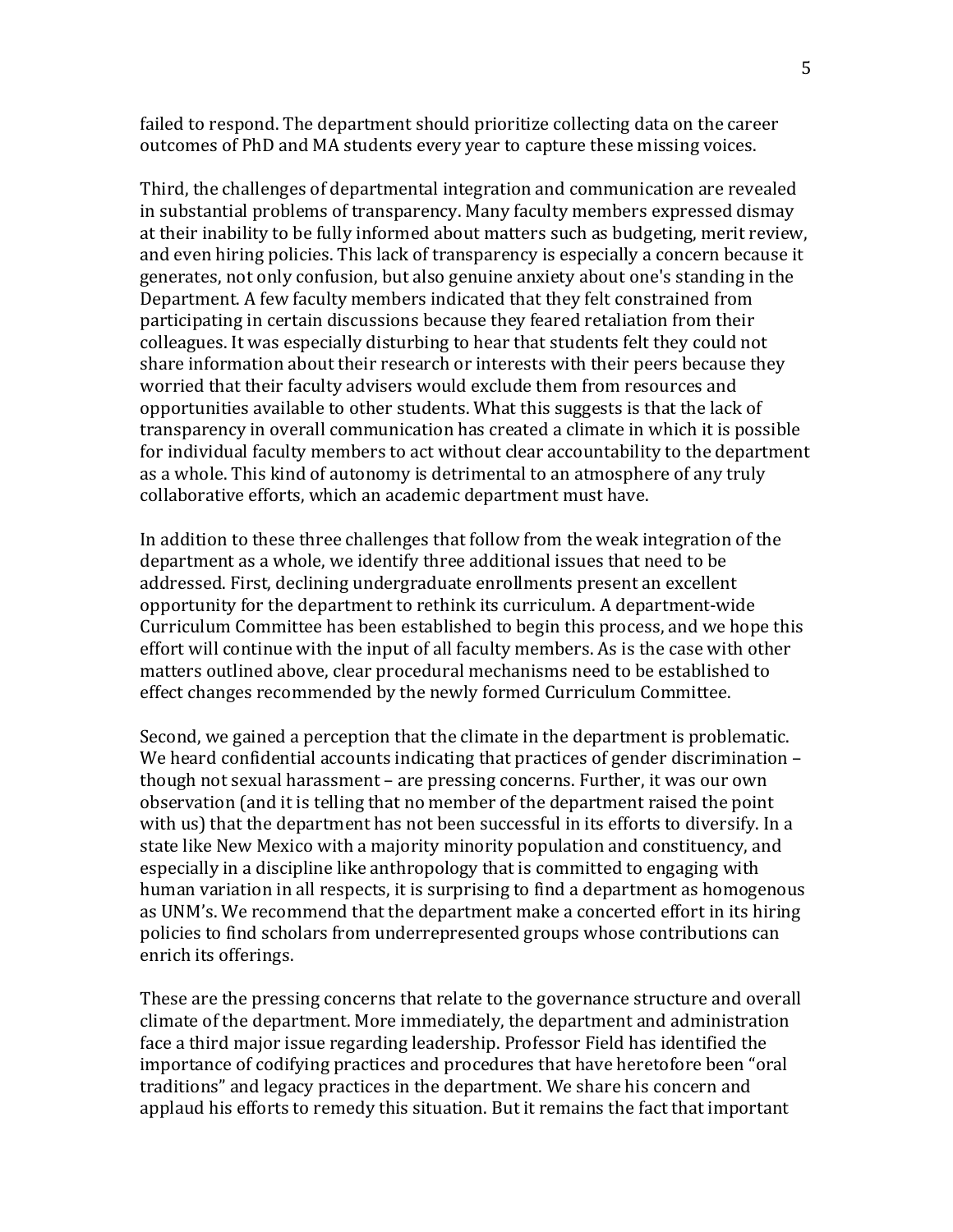failed to respond. The department should prioritize collecting data on the career outcomes of PhD and MA students every year to capture these missing voices.

Third, the challenges of departmental integration and communication are revealed in substantial problems of transparency. Many faculty members expressed dismay at their inability to be fully informed about matters such as budgeting, merit review, and even hiring policies. This lack of transparency is especially a concern because it generates, not only confusion, but also genuine anxiety about one's standing in the Department. A few faculty members indicated that they felt constrained from participating in certain discussions because they feared retaliation from their colleagues. It was especially disturbing to hear that students felt they could not share information about their research or interests with their peers because they worried that their faculty advisers would exclude them from resources and opportunities available to other students. What this suggests is that the lack of transparency in overall communication has created a climate in which it is possible for individual faculty members to act without clear accountability to the department as a whole. This kind of autonomy is detrimental to an atmosphere of any truly collaborative efforts, which an academic department must have.

In addition to these three challenges that follow from the weak integration of the department as a whole, we identify three additional issues that need to be addressed. First, declining undergraduate enrollments present an excellent opportunity for the department to rethink its curriculum. A department-wide Curriculum Committee has been established to begin this process, and we hope this effort will continue with the input of all faculty members. As is the case with other matters outlined above, clear procedural mechanisms need to be established to effect changes recommended by the newly formed Curriculum Committee.

Second, we gained a perception that the climate in the department is problematic. We heard confidential accounts indicating that practices of gender discrimination – though not sexual harassment – are pressing concerns. Further, it was our own observation (and it is telling that no member of the department raised the point with us) that the department has not been successful in its efforts to diversify. In a state like New Mexico with a majority minority population and constituency, and especially in a discipline like anthropology that is committed to engaging with human variation in all respects, it is surprising to find a department as homogenous as UNM's. We recommend that the department make a concerted effort in its hiring policies to find scholars from underrepresented groups whose contributions can enrich its offerings.

These are the pressing concerns that relate to the governance structure and overall climate of the department. More immediately, the department and administration face a third major issue regarding leadership. Professor Field has identified the importance of codifying practices and procedures that have heretofore been "oral traditions" and legacy practices in the department. We share his concern and applaud his efforts to remedy this situation. But it remains the fact that important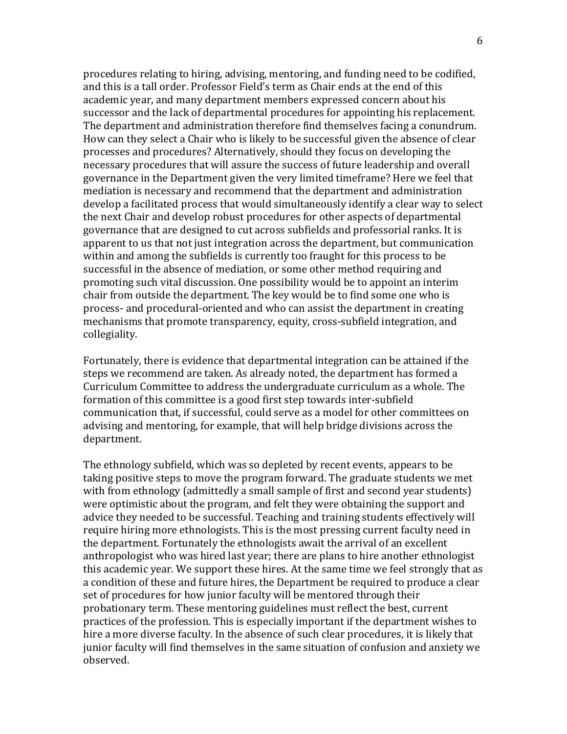procedures relating to hiring, advising, mentoring, and funding need to be codified, and this is a tall order. Professor Field's term as Chair ends at the end of this academic year, and many department members expressed concern about his successor and the lack of departmental procedures for appointing his replacement. The department and administration therefore find themselves facing a conundrum. How can they select a Chair who is likely to be successful given the absence of clear processes and procedures? Alternatively, should they focus on developing the necessary procedures that will assure the success of future leadership and overall governance in the Department given the very limited timeframe? Here we feel that mediation is necessary and recommend that the department and administration develop a facilitated process that would simultaneously identify a clear way to select the next Chair and develop robust procedures for other aspects of departmental governance that are designed to cut across subfields and professorial ranks. It is apparent to us that not just integration across the department, but communication within and among the subfields is currently too fraught for this process to be successful in the absence of mediation, or some other method requiring and promoting such vital discussion. One possibility would be to appoint an interim chair from outside the department. The key would be to find some one who is process- and procedural-oriented and who can assist the department in creating mechanisms that promote transparency, equity, cross-subfield integration, and collegiality.

Fortunately, there is evidence that departmental integration can be attained if the steps we recommend are taken. As already noted, the department has formed a Curriculum Committee to address the undergraduate curriculum as a whole. The formation of this committee is a good first step towards inter-subfield communication that, if successful, could serve as a model for other committees on advising and mentoring, for example, that will help bridge divisions across the department.

The ethnology subfield, which was so depleted by recent events, appears to be taking positive steps to move the program forward. The graduate students we met with from ethnology (admittedly a small sample of first and second year students) were optimistic about the program, and felt they were obtaining the support and advice they needed to be successful. Teaching and training students effectively will require hiring more ethnologists. This is the most pressing current faculty need in the department. Fortunately the ethnologists await the arrival of an excellent anthropologist who was hired last year; there are plans to hire another ethnologist this academic year. We support these hires. At the same time we feel strongly that as a condition of these and future hires, the Department be required to produce a clear set of procedures for how junior faculty will be mentored through their probationary term. These mentoring guidelines must reflect the best, current practices of the profession. This is especially important if the department wishes to hire a more diverse faculty. In the absence of such clear procedures, it is likely that junior faculty will find themselves in the same situation of confusion and anxiety we observed.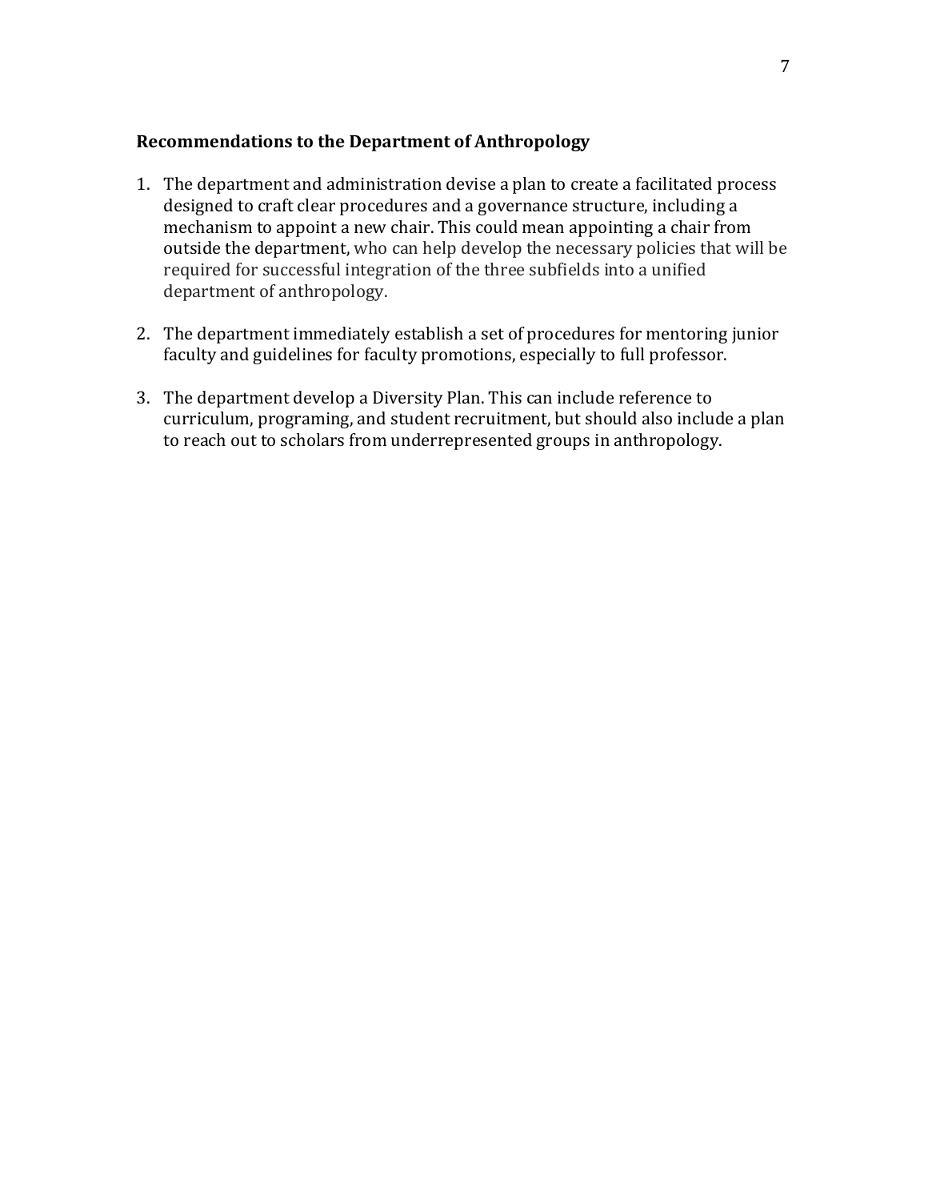**Recommendations to the Department of Anthropology**

1. The department and administration devise a plan to create a facilitated process designed to craft clear procedures and a governance structure, including a mechanism to appoint a new chair. This could mean appointing a chair from outside the department, who can help develop the necessary policies that will be required for successful integration of the three subfields into a unified department of anthropology.

2. The department immediately establish a set of procedures for mentoring junior faculty and guidelines for faculty promotions, especially to full professor.

3. The department develop a Diversity Plan. This can include reference to curriculum, programing, and student recruitment, but should also include a plan to reach out to scholars from underrepresented groups in anthropology.